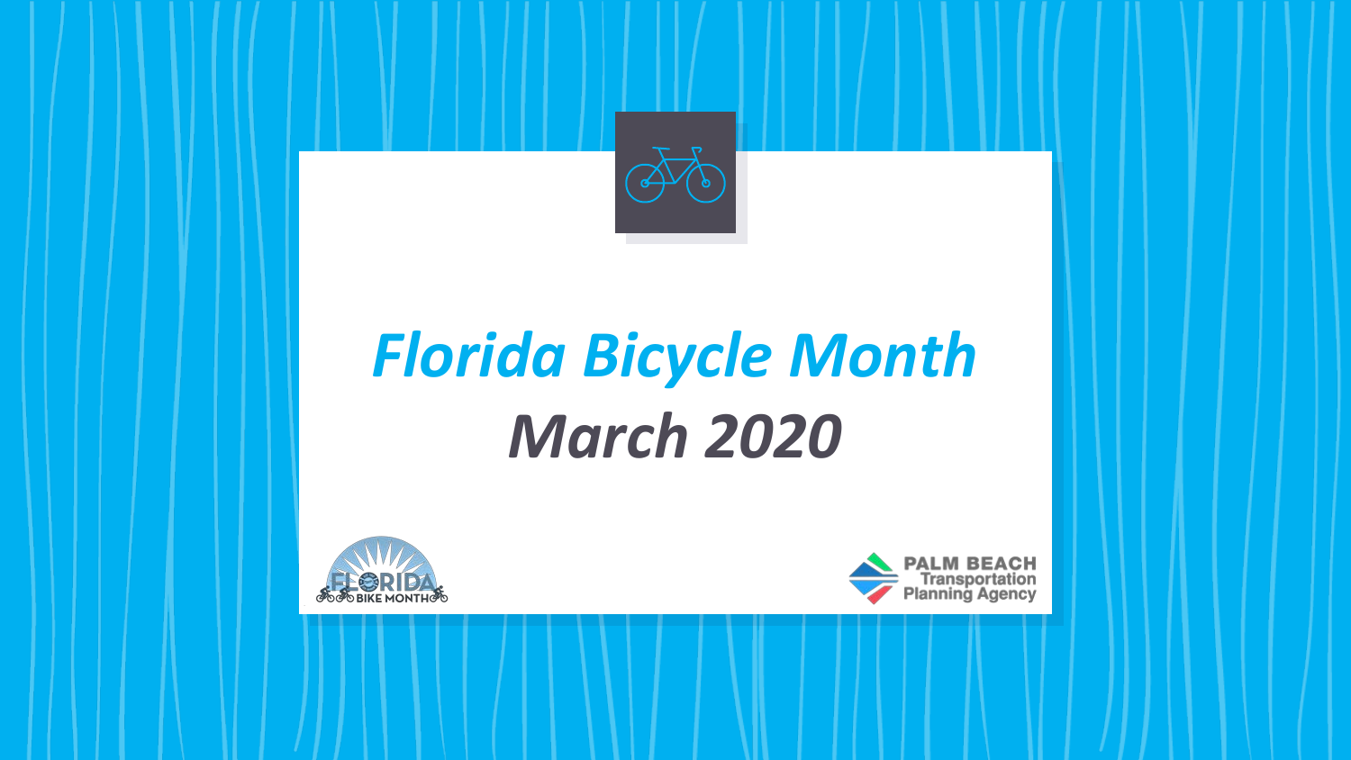# *Florida Bicycle Month*

## *March 2020*

FLORIDA BIKE MONTH

PALM BEACH Transportation Planning Agency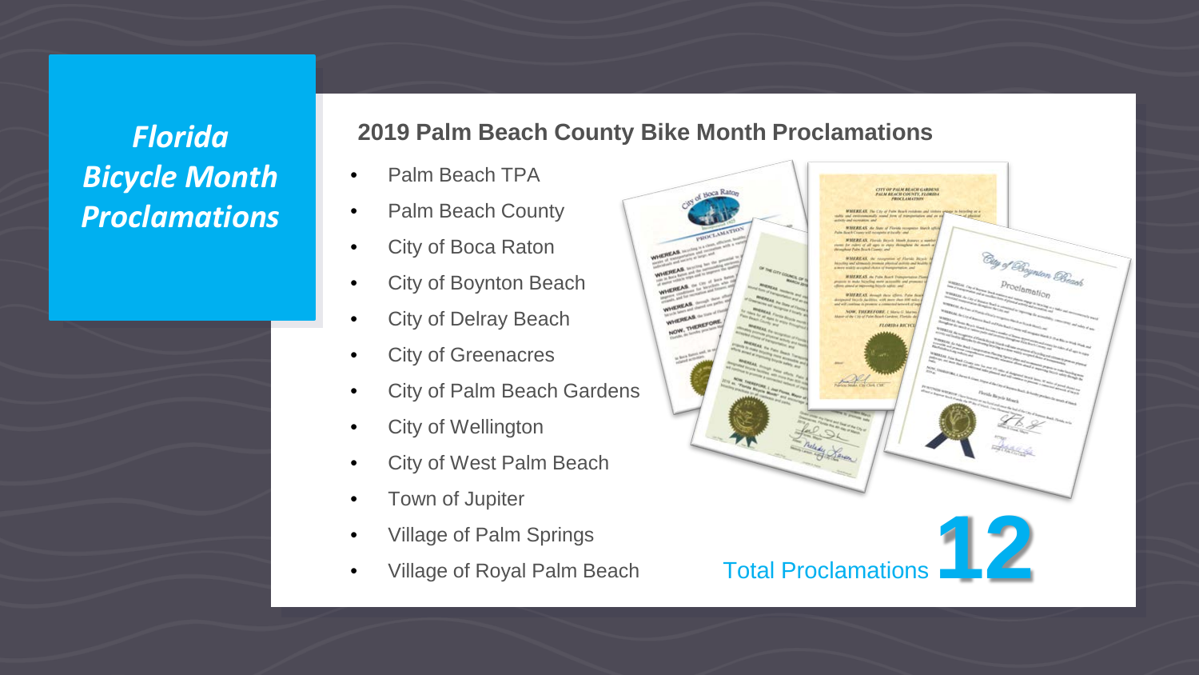# *Florida Bicycle Month Proclamations*

## 2019 Palm Beach County Bike Month Proclamations

- Palm Beach TPA
- Palm Beach County
- City of Boca Raton
- City of Boynton Beach
- City of Delray Beach
- City of Greenacres
- City of Palm Beach Gardens
- City of Wellington
- City of West Palm Beach
- Town of Jupiter
- Village of Palm Springs
- Village of Royal Palm Beach

Total Proclamations **12**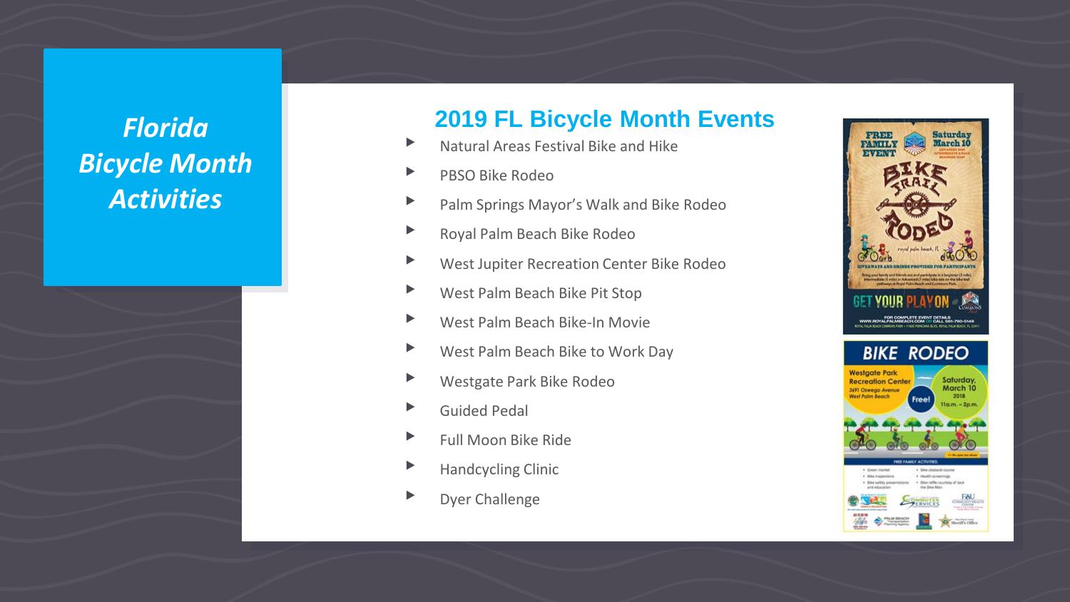# Florida Bicycle Month Activities

## 2019 FL Bicycle Month Events

- Natural Areas Festival Bike and Hike
- PBSO Bike Rodeo
- Palm Springs Mayor's Walk and Bike Rodeo
- Royal Palm Beach Bike Rodeo
- West Jupiter Recreation Center Bike Rodeo
- West Palm Beach Bike Pit Stop
- West Palm Beach Bike-In Movie
- West Palm Beach Bike to Work Day
- Westgate Park Bike Rodeo
- Guided Pedal
- Full Moon Bike Ride
- Handcycling Clinic
- Dyer Challenge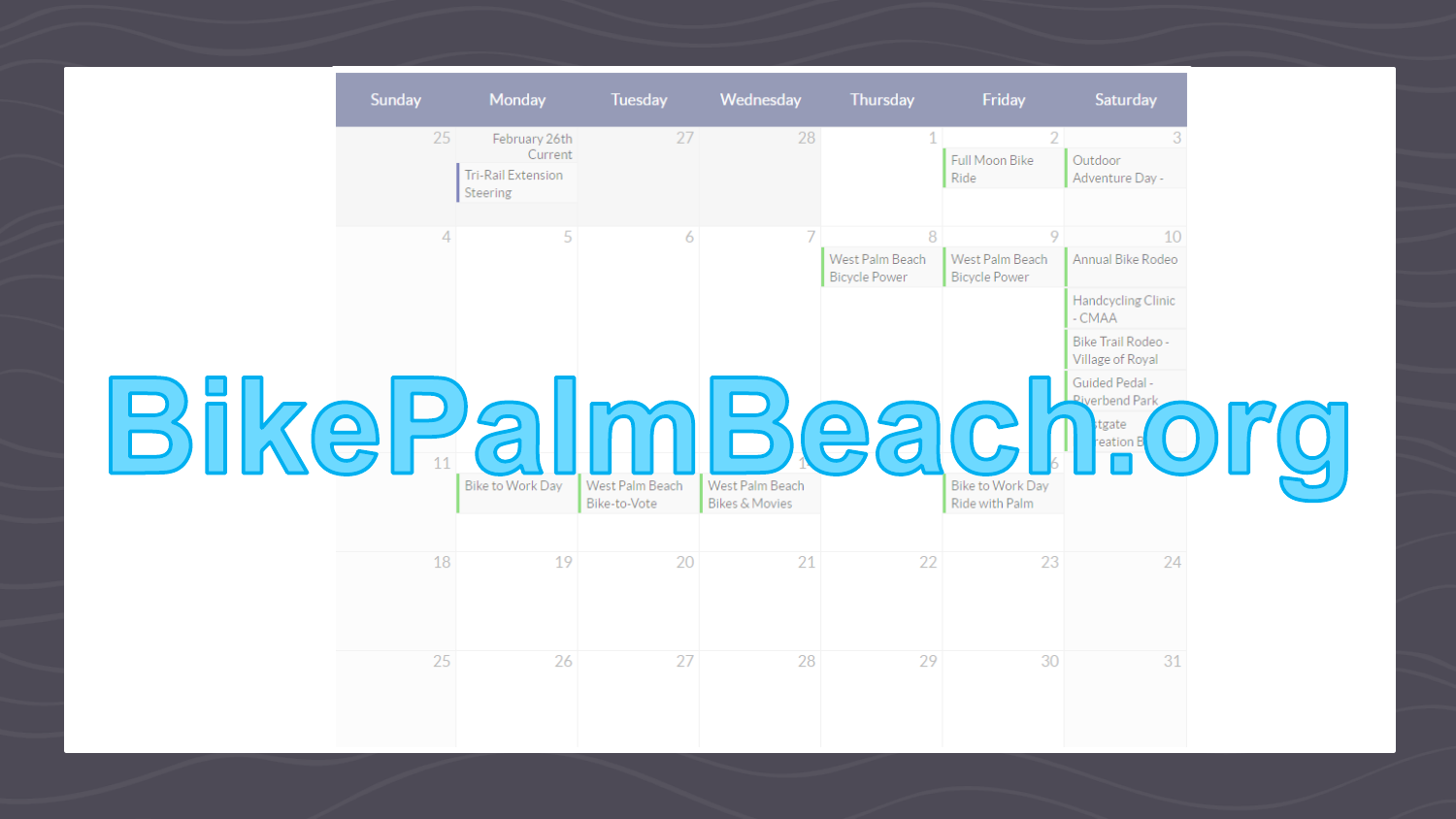# BikePalmBeach.org

| Sunday | Monday | Tuesday | Wednesday | Thursday | Friday | Saturday |
|---|---|---|---|---|---|---|
| 25 | February 26th Current<br>Tri-Rail Extension Steering | 27 | 28 | 1 | 2<br>Full Moon Bike Ride | 3<br>Outdoor Adventure Day - |
| 4 | 5 | 6 | 7 | 8<br>West Palm Beach Bicycle Power | 9<br>West Palm Beach Bicycle Power | 10<br>Annual Bike Rodeo<br>Handcycling Clinic - CMAA<br>Bike Trail Rodeo - Village of Royal<br>Guided Pedal - Riverbend Park<br>...stgate ...reation B |
| 11 | Bike to Work Day | West Palm Beach Bike-to-Vote | 1...<br>West Palm Beach Bikes & Movies | | ...6<br>Bike to Work Day Ride with Palm | |
| 18 | 19 | 20 | 21 | 22 | 23 | 24 |
| 25 | 26 | 27 | 28 | 29 | 30 | 31 |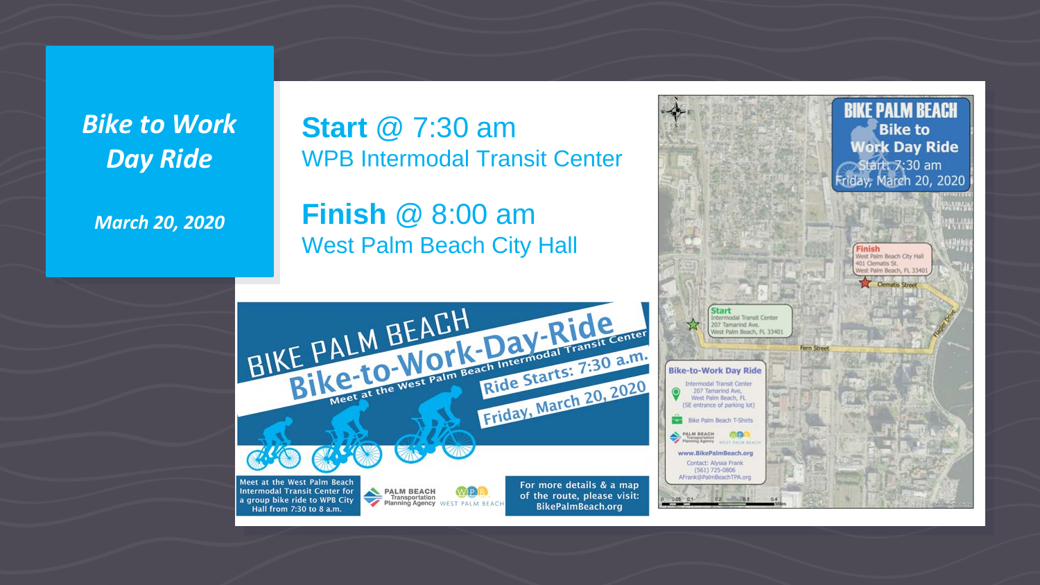# *Bike to Work Day Ride*

***March 20, 2020***

**Start** @ 7:30 am
WPB Intermodal Transit Center

**Finish** @ 8:00 am
West Palm Beach City Hall

BIKE PALM BEACH
Bike-to-Work-Day-Ride
Meet at the West Palm Beach Intermodal Transit Center
Ride Starts: 7:30 a.m.
Friday, March 20, 2020

Meet at the West Palm Beach Intermodal Transit Center for a group bike ride to WPB City Hall from 7:30 to 8 a.m.

For more details & a map of the route, please visit: BikePalmBeach.org

BIKE PALM BEACH
Bike to Work Day Ride
Start: 7:30 am
Friday, March 20, 2020

Finish
West Palm Beach City Hall
401 Clematis St.
West Palm Beach, FL 33401

Start
Intermodal Transit Center
207 Tamarind Ave.
West Palm Beach, FL 33401

Bike-to-Work Day Ride
Intermodal Transit Center
207 Tamarind Ave,
West Palm Beach, FL
(SE entrance of parking lot)
Bike Palm Beach T-Shirts
www.BikePalmBeach.org
Contact: Alyssa Frank
(561) 725-0806
AFrank@PalmBeachTPA.org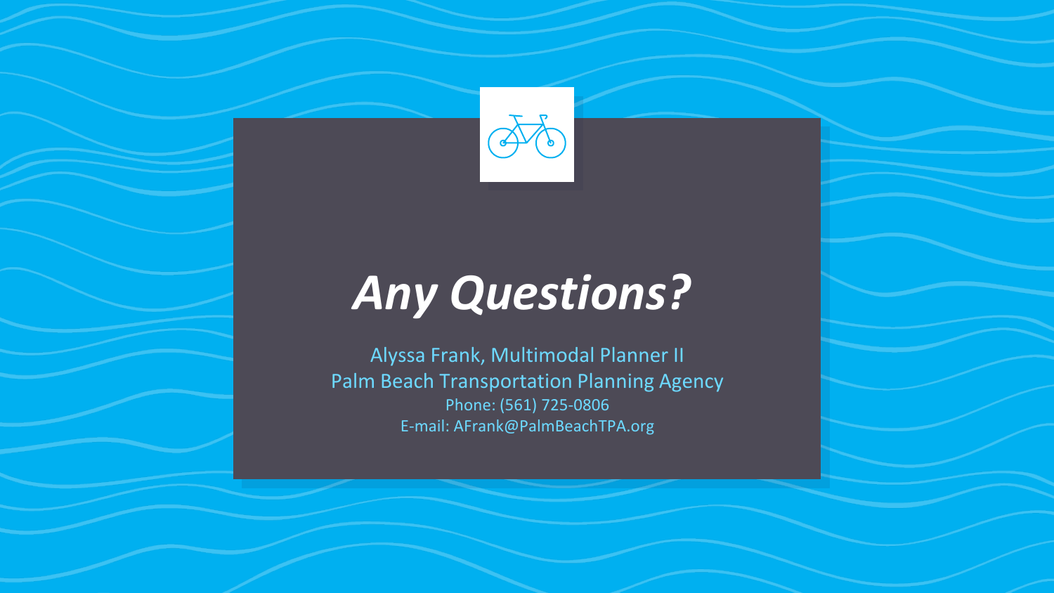# *Any Questions?*

Alyssa Frank, Multimodal Planner II
Palm Beach Transportation Planning Agency
Phone: (561) 725-0806
E-mail: AFrank@PalmBeachTPA.org